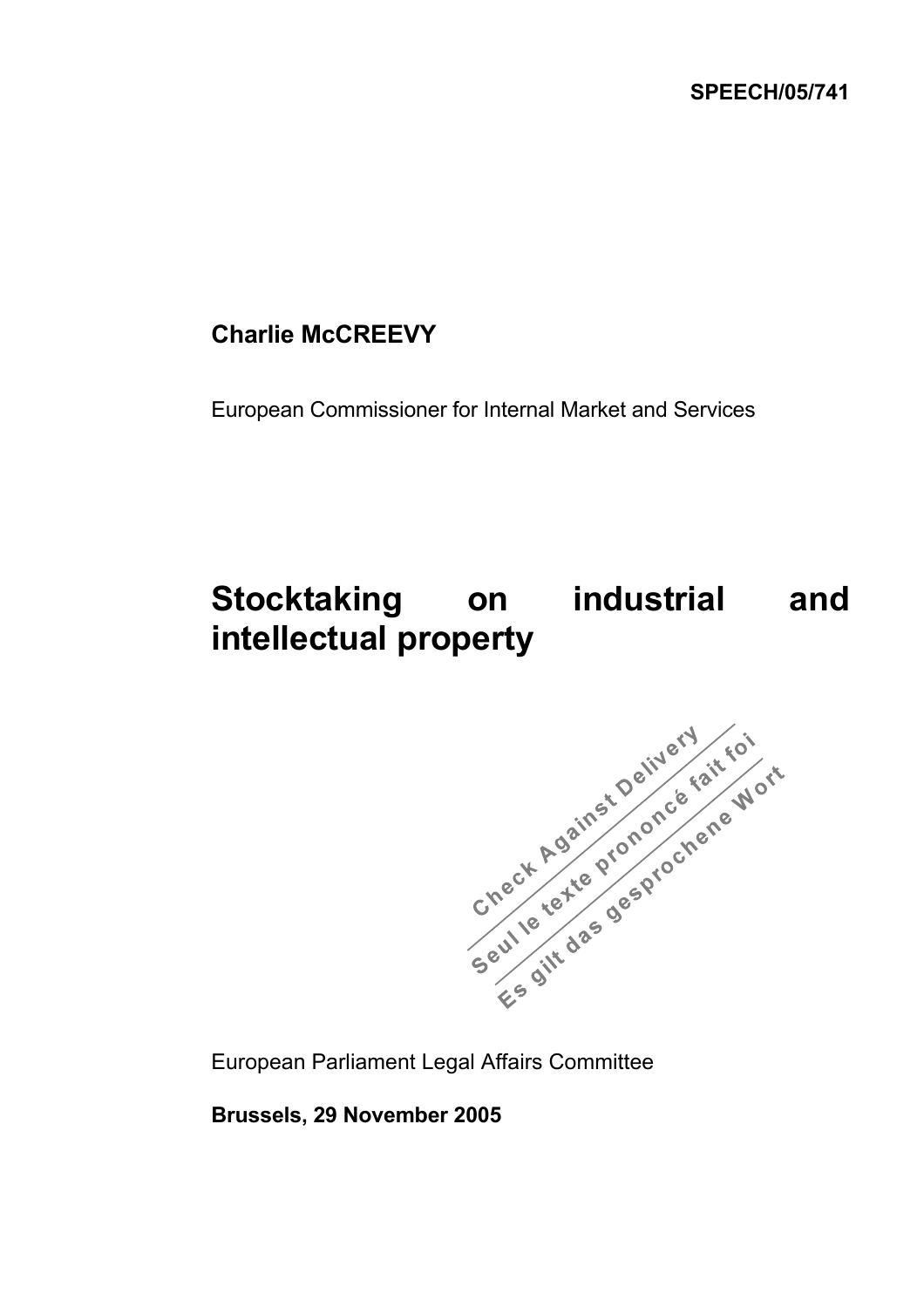**SPEECH/05/741**

**Charlie McCREEVY**

European Commissioner for Internal Market and Services

# Stocktaking on industrial and intellectual property

Check Against Delivery
Seul le texte prononcé fait foi
Es gilt das gesprochene Wort

European Parliament Legal Affairs Committee

**Brussels, 29 November 2005**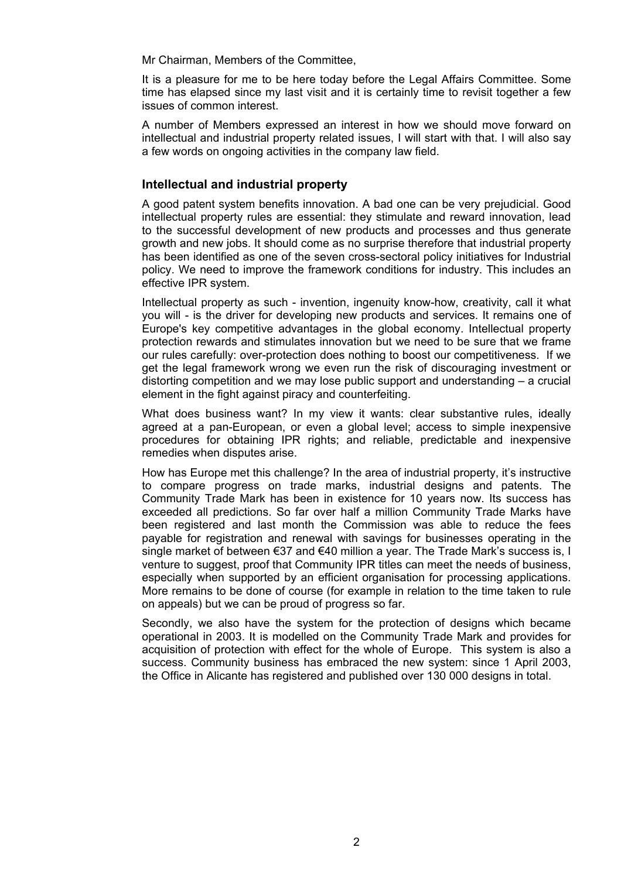Mr Chairman, Members of the Committee,

It is a pleasure for me to be here today before the Legal Affairs Committee. Some time has elapsed since my last visit and it is certainly time to revisit together a few issues of common interest.

A number of Members expressed an interest in how we should move forward on intellectual and industrial property related issues, I will start with that. I will also say a few words on ongoing activities in the company law field.

## Intellectual and industrial property

A good patent system benefits innovation. A bad one can be very prejudicial. Good intellectual property rules are essential: they stimulate and reward innovation, lead to the successful development of new products and processes and thus generate growth and new jobs. It should come as no surprise therefore that industrial property has been identified as one of the seven cross-sectoral policy initiatives for Industrial policy. We need to improve the framework conditions for industry. This includes an effective IPR system.

Intellectual property as such - invention, ingenuity know-how, creativity, call it what you will - is the driver for developing new products and services. It remains one of Europe's key competitive advantages in the global economy. Intellectual property protection rewards and stimulates innovation but we need to be sure that we frame our rules carefully: over-protection does nothing to boost our competitiveness. If we get the legal framework wrong we even run the risk of discouraging investment or distorting competition and we may lose public support and understanding – a crucial element in the fight against piracy and counterfeiting.

What does business want? In my view it wants: clear substantive rules, ideally agreed at a pan-European, or even a global level; access to simple inexpensive procedures for obtaining IPR rights; and reliable, predictable and inexpensive remedies when disputes arise.

How has Europe met this challenge? In the area of industrial property, it's instructive to compare progress on trade marks, industrial designs and patents. The Community Trade Mark has been in existence for 10 years now. Its success has exceeded all predictions. So far over half a million Community Trade Marks have been registered and last month the Commission was able to reduce the fees payable for registration and renewal with savings for businesses operating in the single market of between €37 and €40 million a year. The Trade Mark's success is, I venture to suggest, proof that Community IPR titles can meet the needs of business, especially when supported by an efficient organisation for processing applications. More remains to be done of course (for example in relation to the time taken to rule on appeals) but we can be proud of progress so far.

Secondly, we also have the system for the protection of designs which became operational in 2003. It is modelled on the Community Trade Mark and provides for acquisition of protection with effect for the whole of Europe. This system is also a success. Community business has embraced the new system: since 1 April 2003, the Office in Alicante has registered and published over 130 000 designs in total.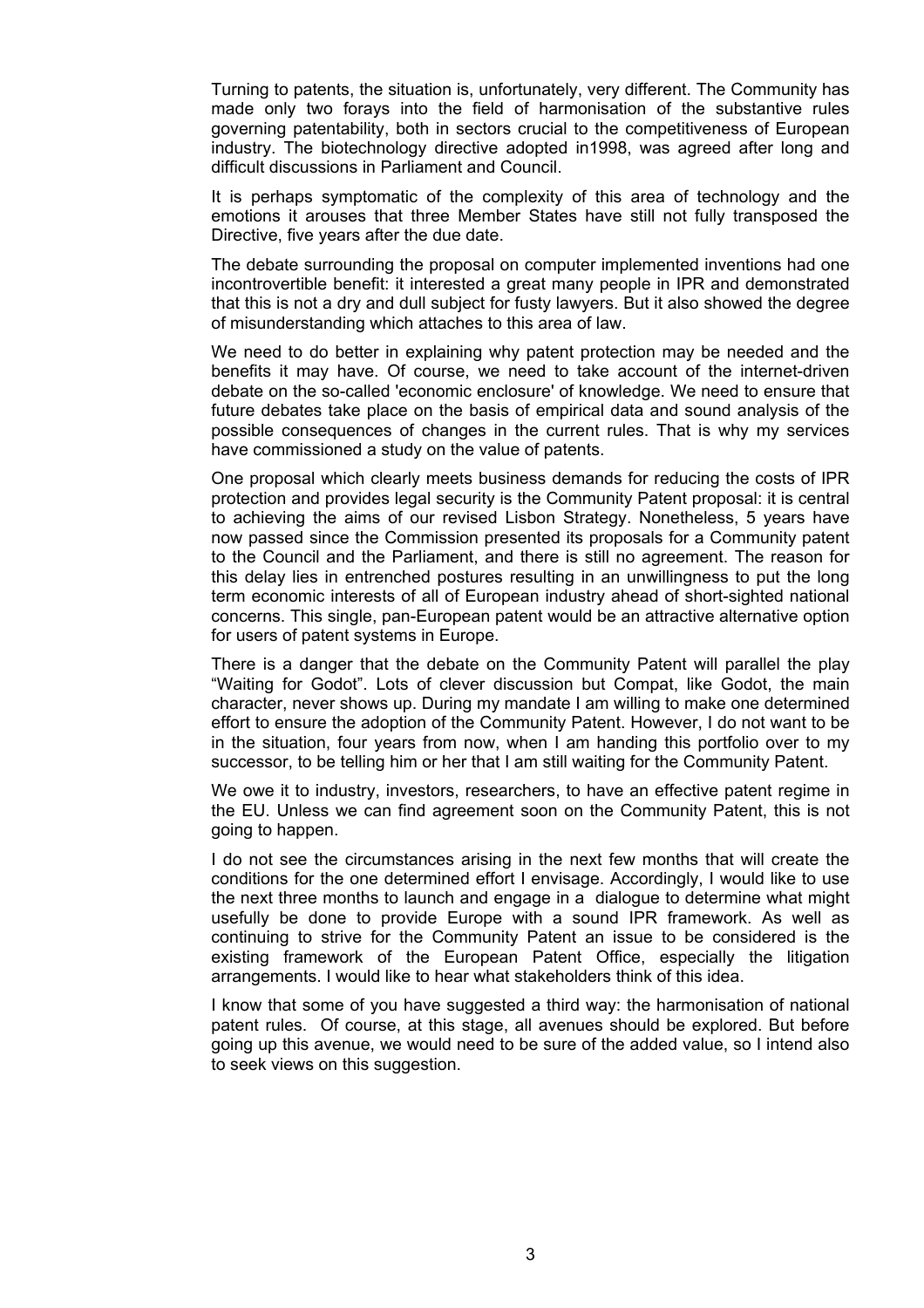Turning to patents, the situation is, unfortunately, very different. The Community has made only two forays into the field of harmonisation of the substantive rules governing patentability, both in sectors crucial to the competitiveness of European industry. The biotechnology directive adopted in1998, was agreed after long and difficult discussions in Parliament and Council.

It is perhaps symptomatic of the complexity of this area of technology and the emotions it arouses that three Member States have still not fully transposed the Directive, five years after the due date.

The debate surrounding the proposal on computer implemented inventions had one incontrovertible benefit: it interested a great many people in IPR and demonstrated that this is not a dry and dull subject for fusty lawyers. But it also showed the degree of misunderstanding which attaches to this area of law.

We need to do better in explaining why patent protection may be needed and the benefits it may have. Of course, we need to take account of the internet-driven debate on the so-called 'economic enclosure' of knowledge. We need to ensure that future debates take place on the basis of empirical data and sound analysis of the possible consequences of changes in the current rules. That is why my services have commissioned a study on the value of patents.

One proposal which clearly meets business demands for reducing the costs of IPR protection and provides legal security is the Community Patent proposal: it is central to achieving the aims of our revised Lisbon Strategy. Nonetheless, 5 years have now passed since the Commission presented its proposals for a Community patent to the Council and the Parliament, and there is still no agreement. The reason for this delay lies in entrenched postures resulting in an unwillingness to put the long term economic interests of all of European industry ahead of short-sighted national concerns. This single, pan-European patent would be an attractive alternative option for users of patent systems in Europe.

There is a danger that the debate on the Community Patent will parallel the play "Waiting for Godot". Lots of clever discussion but Compat, like Godot, the main character, never shows up. During my mandate I am willing to make one determined effort to ensure the adoption of the Community Patent. However, I do not want to be in the situation, four years from now, when I am handing this portfolio over to my successor, to be telling him or her that I am still waiting for the Community Patent.

We owe it to industry, investors, researchers, to have an effective patent regime in the EU. Unless we can find agreement soon on the Community Patent, this is not going to happen.

I do not see the circumstances arising in the next few months that will create the conditions for the one determined effort I envisage. Accordingly, I would like to use the next three months to launch and engage in a dialogue to determine what might usefully be done to provide Europe with a sound IPR framework. As well as continuing to strive for the Community Patent an issue to be considered is the existing framework of the European Patent Office, especially the litigation arrangements. I would like to hear what stakeholders think of this idea.

I know that some of you have suggested a third way: the harmonisation of national patent rules. Of course, at this stage, all avenues should be explored. But before going up this avenue, we would need to be sure of the added value, so I intend also to seek views on this suggestion.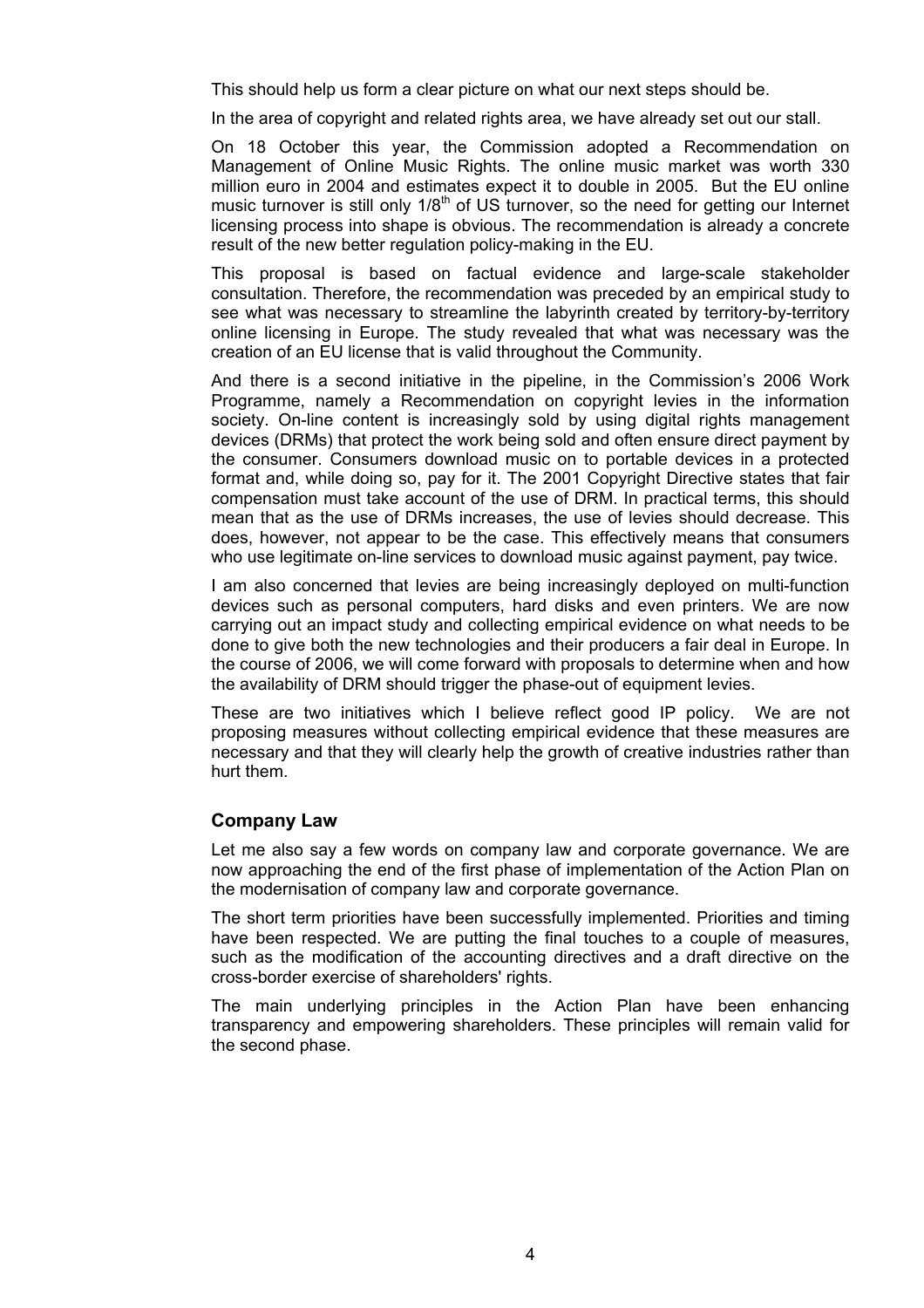This should help us form a clear picture on what our next steps should be.

In the area of copyright and related rights area, we have already set out our stall.

On 18 October this year, the Commission adopted a Recommendation on Management of Online Music Rights. The online music market was worth 330 million euro in 2004 and estimates expect it to double in 2005. But the EU online music turnover is still only 1/8th of US turnover, so the need for getting our Internet licensing process into shape is obvious. The recommendation is already a concrete result of the new better regulation policy-making in the EU.

This proposal is based on factual evidence and large-scale stakeholder consultation. Therefore, the recommendation was preceded by an empirical study to see what was necessary to streamline the labyrinth created by territory-by-territory online licensing in Europe. The study revealed that what was necessary was the creation of an EU license that is valid throughout the Community.

And there is a second initiative in the pipeline, in the Commission's 2006 Work Programme, namely a Recommendation on copyright levies in the information society. On-line content is increasingly sold by using digital rights management devices (DRMs) that protect the work being sold and often ensure direct payment by the consumer. Consumers download music on to portable devices in a protected format and, while doing so, pay for it. The 2001 Copyright Directive states that fair compensation must take account of the use of DRM. In practical terms, this should mean that as the use of DRMs increases, the use of levies should decrease. This does, however, not appear to be the case. This effectively means that consumers who use legitimate on-line services to download music against payment, pay twice.

I am also concerned that levies are being increasingly deployed on multi-function devices such as personal computers, hard disks and even printers. We are now carrying out an impact study and collecting empirical evidence on what needs to be done to give both the new technologies and their producers a fair deal in Europe. In the course of 2006, we will come forward with proposals to determine when and how the availability of DRM should trigger the phase-out of equipment levies.

These are two initiatives which I believe reflect good IP policy. We are not proposing measures without collecting empirical evidence that these measures are necessary and that they will clearly help the growth of creative industries rather than hurt them.

## Company Law

Let me also say a few words on company law and corporate governance. We are now approaching the end of the first phase of implementation of the Action Plan on the modernisation of company law and corporate governance.

The short term priorities have been successfully implemented. Priorities and timing have been respected. We are putting the final touches to a couple of measures, such as the modification of the accounting directives and a draft directive on the cross-border exercise of shareholders' rights.

The main underlying principles in the Action Plan have been enhancing transparency and empowering shareholders. These principles will remain valid for the second phase.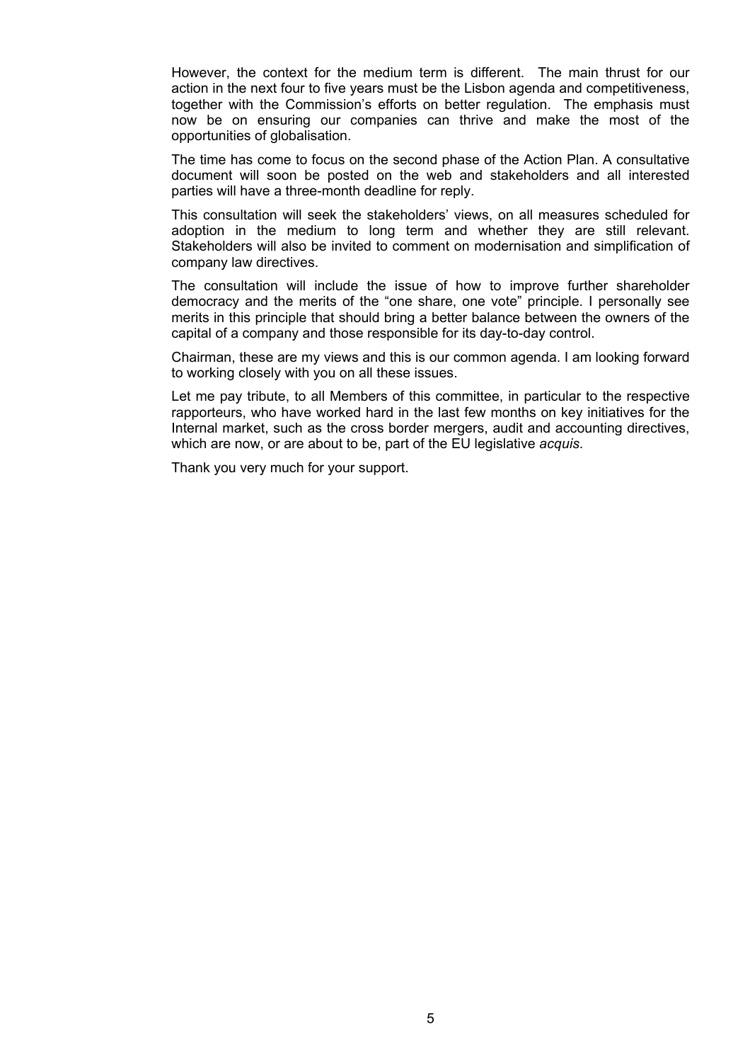However, the context for the medium term is different. The main thrust for our action in the next four to five years must be the Lisbon agenda and competitiveness, together with the Commission's efforts on better regulation. The emphasis must now be on ensuring our companies can thrive and make the most of the opportunities of globalisation.

The time has come to focus on the second phase of the Action Plan. A consultative document will soon be posted on the web and stakeholders and all interested parties will have a three-month deadline for reply.

This consultation will seek the stakeholders' views, on all measures scheduled for adoption in the medium to long term and whether they are still relevant. Stakeholders will also be invited to comment on modernisation and simplification of company law directives.

The consultation will include the issue of how to improve further shareholder democracy and the merits of the "one share, one vote" principle. I personally see merits in this principle that should bring a better balance between the owners of the capital of a company and those responsible for its day-to-day control.

Chairman, these are my views and this is our common agenda. I am looking forward to working closely with you on all these issues.

Let me pay tribute, to all Members of this committee, in particular to the respective rapporteurs, who have worked hard in the last few months on key initiatives for the Internal market, such as the cross border mergers, audit and accounting directives, which are now, or are about to be, part of the EU legislative *acquis*.

Thank you very much for your support.